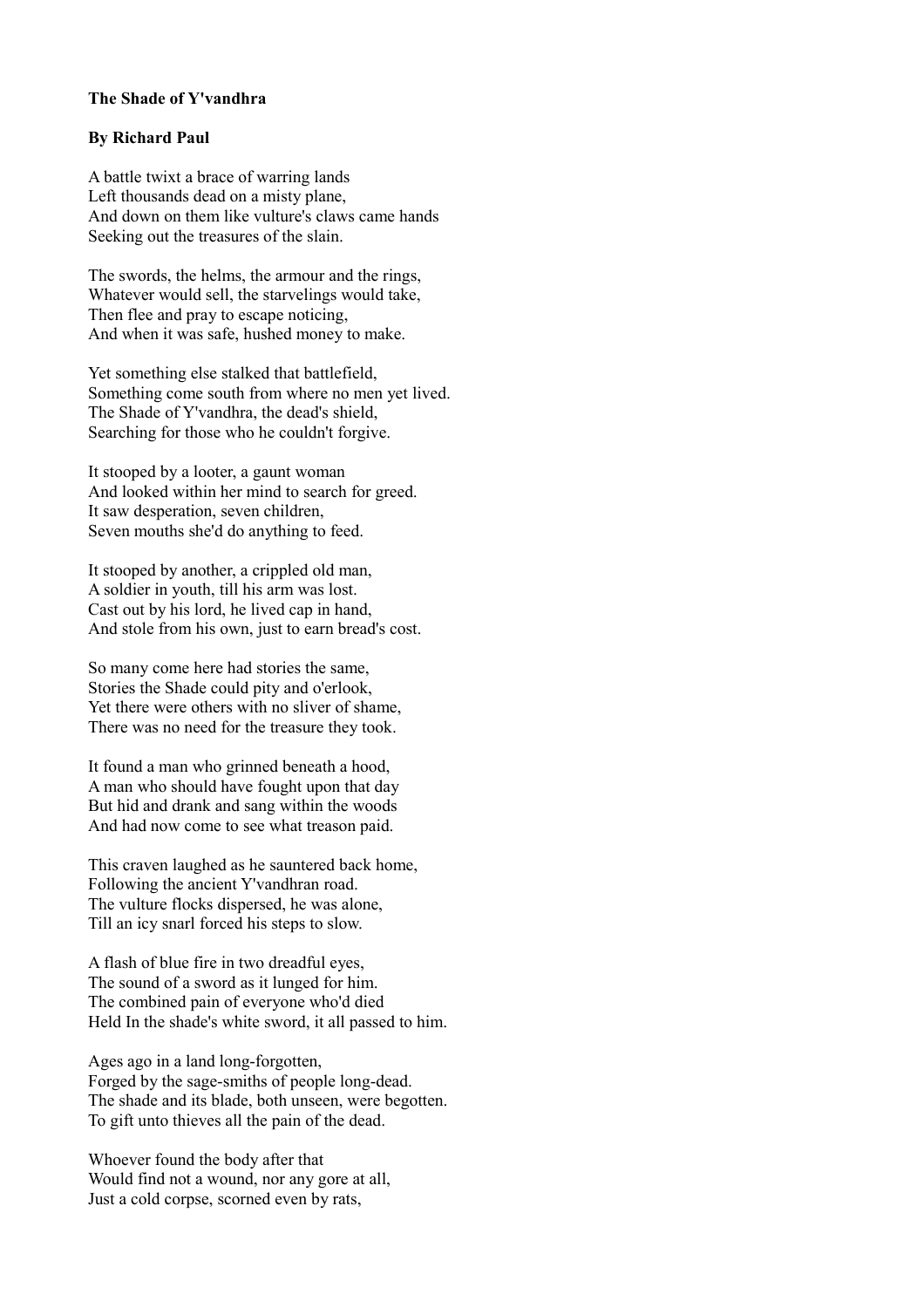**The Shade of Y'vandhra**

**By Richard Paul**

A battle twixt a brace of warring lands  
Left thousands dead on a misty plane,  
And down on them like vulture's claws came hands  
Seeking out the treasures of the slain.

The swords, the helms, the armour and the rings,  
Whatever would sell, the starvelings would take,  
Then flee and pray to escape noticing,  
And when it was safe, hushed money to make.

Yet something else stalked that battlefield,  
Something come south from where no men yet lived.  
The Shade of Y'vandhra, the dead's shield,  
Searching for those who he couldn't forgive.

It stooped by a looter, a gaunt woman  
And looked within her mind to search for greed.  
It saw desperation, seven children,  
Seven mouths she'd do anything to feed.

It stooped by another, a crippled old man,  
A soldier in youth, till his arm was lost.  
Cast out by his lord, he lived cap in hand,  
And stole from his own, just to earn bread's cost.

So many come here had stories the same,  
Stories the Shade could pity and o'erlook,  
Yet there were others with no sliver of shame,  
There was no need for the treasure they took.

It found a man who grinned beneath a hood,  
A man who should have fought upon that day  
But hid and drank and sang within the woods  
And had now come to see what treason paid.

This craven laughed as he sauntered back home,  
Following the ancient Y'vandhran road.  
The vulture flocks dispersed, he was alone,  
Till an icy snarl forced his steps to slow.

A flash of blue fire in two dreadful eyes,  
The sound of a sword as it lunged for him.  
The combined pain of everyone who'd died  
Held In the shade's white sword, it all passed to him.

Ages ago in a land long-forgotten,  
Forged by the sage-smiths of people long-dead.  
The shade and its blade, both unseen, were begotten.  
To gift unto thieves all the pain of the dead.

Whoever found the body after that  
Would find not a wound, nor any gore at all,  
Just a cold corpse, scorned even by rats,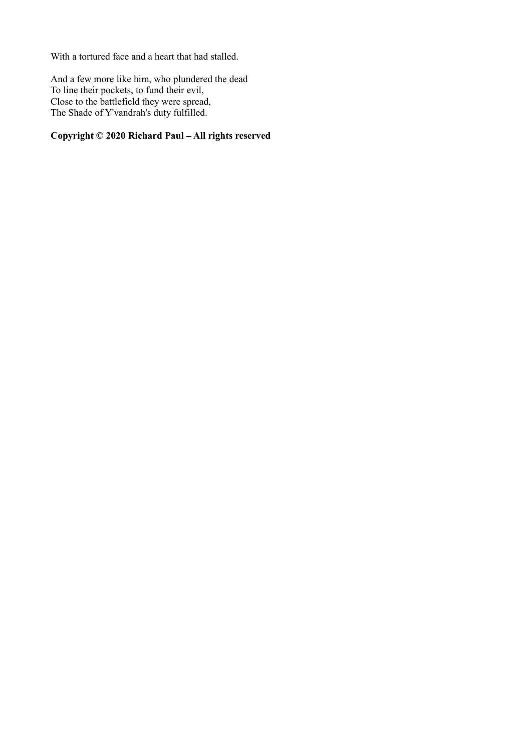With a tortured face and a heart that had stalled.

And a few more like him, who plundered the dead
To line their pockets, to fund their evil,
Close to the battlefield they were spread,
The Shade of Y'vandrah's duty fulfilled.

**Copyright © 2020 Richard Paul – All rights reserved**